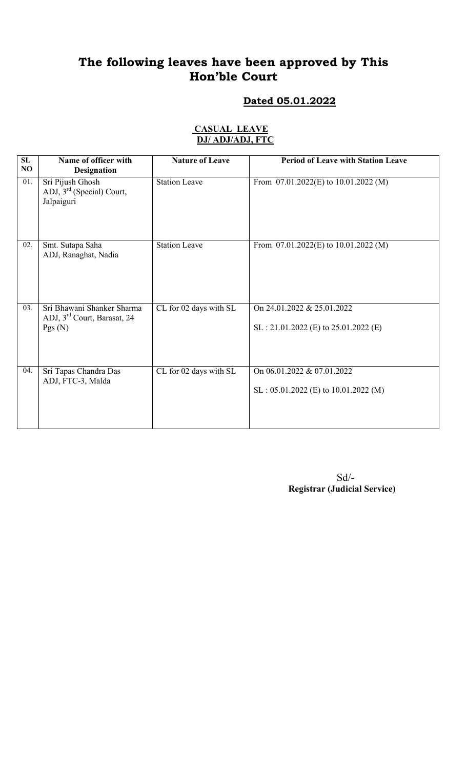# The following leaves have been approved by This Hon'ble Court

## Dated 05.01.2022

**CASUAL LEAVE**
**DJ/ ADJ/ADJ, FTC**

| SL NO | Name of officer with Designation | Nature of Leave | Period of Leave with Station Leave |
|---|---|---|---|
| 01. | Sri Pijush Ghosh<br>ADJ, 3rd (Special) Court, Jalpaiguri | Station Leave | From 07.01.2022(E) to 10.01.2022 (M) |
| 02. | Smt. Sutapa Saha<br>ADJ, Ranaghat, Nadia | Station Leave | From 07.01.2022(E) to 10.01.2022 (M) |
| 03. | Sri Bhawani Shanker Sharma<br>ADJ, 3rd Court, Barasat, 24 Pgs (N) | CL for 02 days with SL | On 24.01.2022 & 25.01.2022<br>SL : 21.01.2022 (E) to 25.01.2022 (E) |
| 04. | Sri Tapas Chandra Das<br>ADJ, FTC-3, Malda | CL for 02 days with SL | On 06.01.2022 & 07.01.2022<br>SL : 05.01.2022 (E) to 10.01.2022 (M) |

Sd/-
**Registrar (Judicial Service)**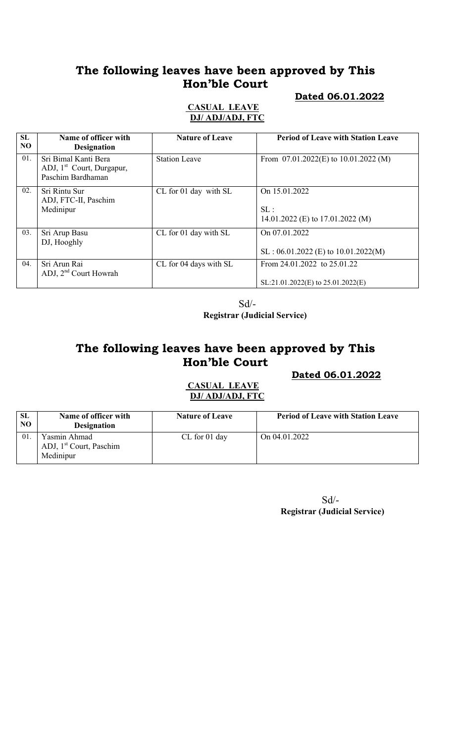# The following leaves have been approved by This Hon'ble Court

**Dated 06.01.2022**

**CASUAL LEAVE**
**DJ/ ADJ/ADJ, FTC**

| SL NO | Name of officer with Designation | Nature of Leave | Period of Leave with Station Leave |
|---|---|---|---|
| 01. | Sri Bimal Kanti Bera ADJ, 1st Court, Durgapur, Paschim Bardhaman | Station Leave | From 07.01.2022(E) to 10.01.2022 (M) |
| 02. | Sri Rintu Sur ADJ, FTC-II, Paschim Medinipur | CL for 01 day with SL | On 15.01.2022<br><br>SL :<br>14.01.2022 (E) to 17.01.2022 (M) |
| 03. | Sri Arup Basu DJ, Hooghly | CL for 01 day with SL | On 07.01.2022<br><br>SL : 06.01.2022 (E) to 10.01.2022(M) |
| 04. | Sri Arun Rai ADJ, 2nd Court Howrah | CL for 04 days with SL | From 24.01.2022 to 25.01.22<br><br>SL:21.01.2022(E) to 25.01.2022(E) |

Sd/-
**Registrar (Judicial Service)**

# The following leaves have been approved by This Hon'ble Court

**Dated 06.01.2022**

**CASUAL LEAVE**
**DJ/ ADJ/ADJ, FTC**

| SL NO | Name of officer with Designation | Nature of Leave | Period of Leave with Station Leave |
|---|---|---|---|
| 01. | Yasmin Ahmad ADJ, 1st Court, Paschim Medinipur | CL for 01 day | On 04.01.2022 |

Sd/-
**Registrar (Judicial Service)**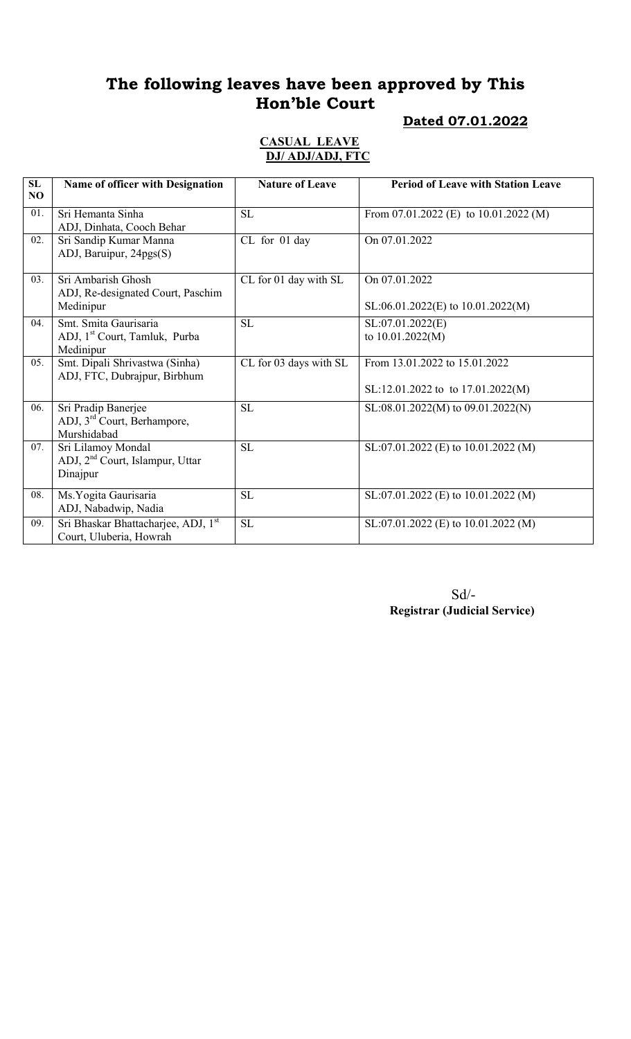# The following leaves have been approved by This Hon'ble Court

**Dated 07.01.2022**

**CASUAL LEAVE**
**DJ/ ADJ/ADJ, FTC**

| SL NO | Name of officer with Designation | Nature of Leave | Period of Leave with Station Leave |
|---|---|---|---|
| 01. | Sri Hemanta Sinha<br>ADJ, Dinhata, Cooch Behar | SL | From 07.01.2022 (E) to 10.01.2022 (M) |
| 02. | Sri Sandip Kumar Manna<br>ADJ, Baruipur, 24pgs(S) | CL for 01 day | On 07.01.2022 |
| 03. | Sri Ambarish Ghosh<br>ADJ, Re-designated Court, Paschim Medinipur | CL for 01 day with SL | On 07.01.2022<br><br>SL:06.01.2022(E) to 10.01.2022(M) |
| 04. | Smt. Smita Gaurisaria<br>ADJ, 1st Court, Tamluk, Purba Medinipur | SL | SL:07.01.2022(E)<br>to 10.01.2022(M) |
| 05. | Smt. Dipali Shrivastwa (Sinha)<br>ADJ, FTC, Dubrajpur, Birbhum | CL for 03 days with SL | From 13.01.2022 to 15.01.2022<br><br>SL:12.01.2022 to to 17.01.2022(M) |
| 06. | Sri Pradip Banerjee<br>ADJ, 3rd Court, Berhampore, Murshidabad | SL | SL:08.01.2022(M) to 09.01.2022(N) |
| 07. | Sri Lilamoy Mondal<br>ADJ, 2nd Court, Islampur, Uttar Dinajpur | SL | SL:07.01.2022 (E) to 10.01.2022 (M) |
| 08. | Ms.Yogita Gaurisaria<br>ADJ, Nabadwip, Nadia | SL | SL:07.01.2022 (E) to 10.01.2022 (M) |
| 09. | Sri Bhaskar Bhattacharjee, ADJ, 1st Court, Uluberia, Howrah | SL | SL:07.01.2022 (E) to 10.01.2022 (M) |

Sd/-
**Registrar (Judicial Service)**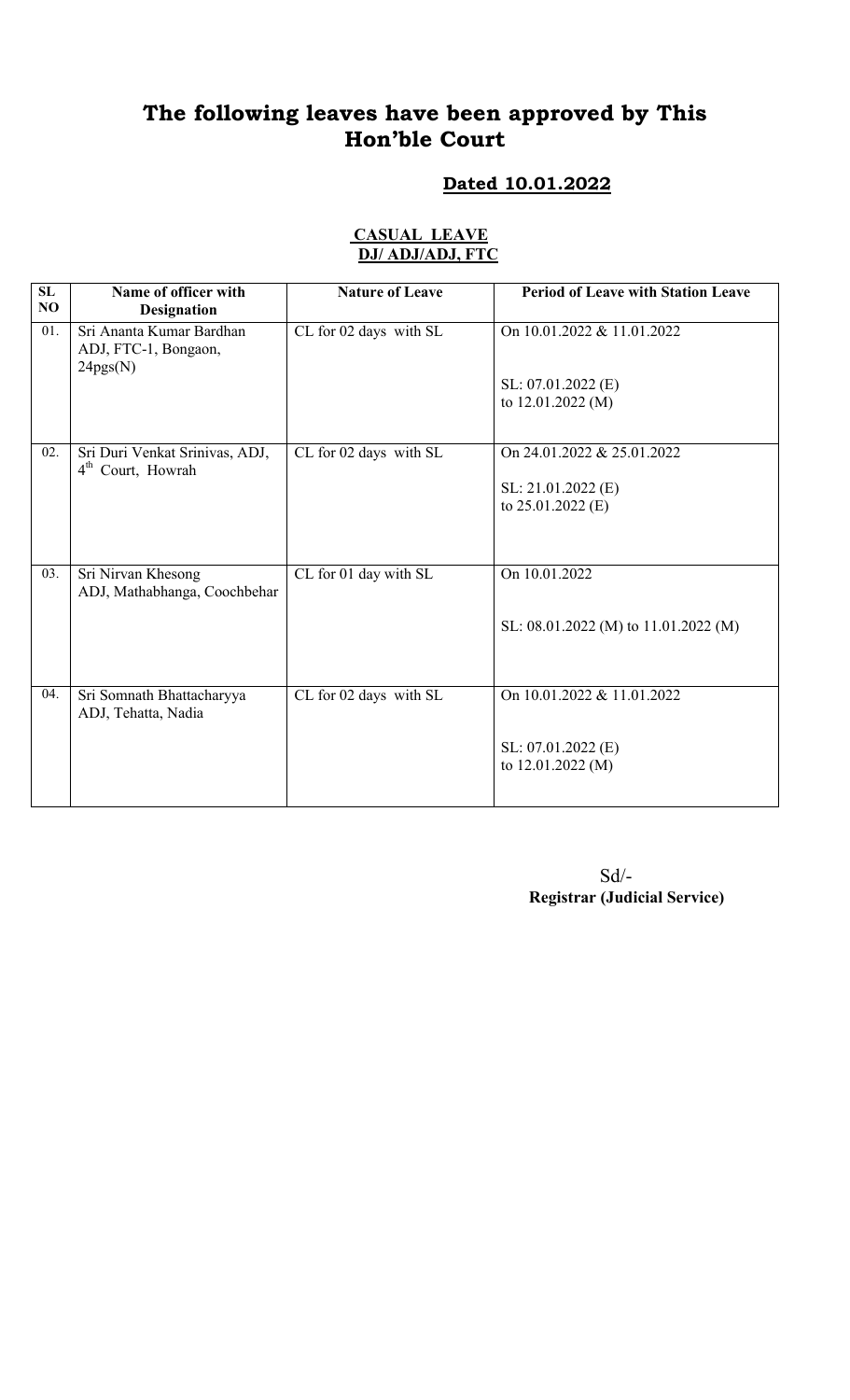# The following leaves have been approved by This Hon'ble Court

## Dated 10.01.2022

### CASUAL LEAVE
### DJ/ ADJ/ADJ, FTC

| SL NO | Name of officer with Designation | Nature of Leave | Period of Leave with Station Leave |
|---|---|---|---|
| 01. | Sri Ananta Kumar Bardhan ADJ, FTC-1, Bongaon, 24pgs(N) | CL for 02 days with SL | On 10.01.2022 & 11.01.2022<br><br>SL: 07.01.2022 (E) to 12.01.2022 (M) |
| 02. | Sri Duri Venkat Srinivas, ADJ, 4th Court, Howrah | CL for 02 days with SL | On 24.01.2022 & 25.01.2022<br><br>SL: 21.01.2022 (E) to 25.01.2022 (E) |
| 03. | Sri Nirvan Khesong ADJ, Mathabhanga, Coochbehar | CL for 01 day with SL | On 10.01.2022<br><br>SL: 08.01.2022 (M) to 11.01.2022 (M) |
| 04. | Sri Somnath Bhattacharyya ADJ, Tehatta, Nadia | CL for 02 days with SL | On 10.01.2022 & 11.01.2022<br><br>SL: 07.01.2022 (E) to 12.01.2022 (M) |

Sd/-
**Registrar (Judicial Service)**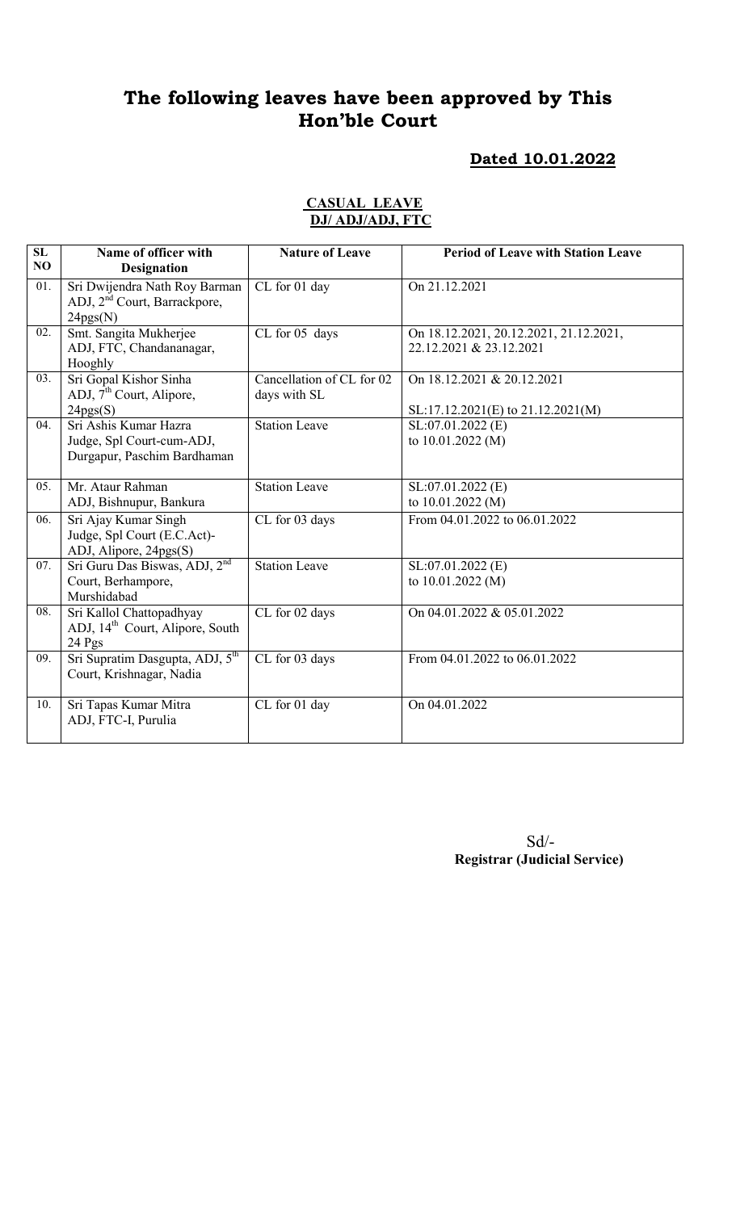# The following leaves have been approved by This Hon'ble Court

**Dated 10.01.2022**

**CASUAL LEAVE**
**DJ/ ADJ/ADJ, FTC**

| SL NO | Name of officer with Designation | Nature of Leave | Period of Leave with Station Leave |
|---|---|---|---|
| 01. | Sri Dwijendra Nath Roy Barman ADJ, 2nd Court, Barrackpore, 24pgs(N) | CL for 01 day | On 21.12.2021 |
| 02. | Smt. Sangita Mukherjee ADJ, FTC, Chandananagar, Hooghly | CL for 05 days | On 18.12.2021, 20.12.2021, 21.12.2021, 22.12.2021 & 23.12.2021 |
| 03. | Sri Gopal Kishor Sinha ADJ, 7th Court, Alipore, 24pgs(S) | Cancellation of CL for 02 days with SL | On 18.12.2021 & 20.12.2021<br>SL:17.12.2021(E) to 21.12.2021(M) |
| 04. | Sri Ashis Kumar Hazra Judge, Spl Court-cum-ADJ, Durgapur, Paschim Bardhaman | Station Leave | SL:07.01.2022 (E) to 10.01.2022 (M) |
| 05. | Mr. Ataur Rahman ADJ, Bishnupur, Bankura | Station Leave | SL:07.01.2022 (E) to 10.01.2022 (M) |
| 06. | Sri Ajay Kumar Singh Judge, Spl Court (E.C.Act)- ADJ, Alipore, 24pgs(S) | CL for 03 days | From 04.01.2022 to 06.01.2022 |
| 07. | Sri Guru Das Biswas, ADJ, 2nd Court, Berhampore, Murshidabad | Station Leave | SL:07.01.2022 (E) to 10.01.2022 (M) |
| 08. | Sri Kallol Chattopadhyay ADJ, 14th Court, Alipore, South 24 Pgs | CL for 02 days | On 04.01.2022 & 05.01.2022 |
| 09. | Sri Supratim Dasgupta, ADJ, 5th Court, Krishnagar, Nadia | CL for 03 days | From 04.01.2022 to 06.01.2022 |
| 10. | Sri Tapas Kumar Mitra ADJ, FTC-I, Purulia | CL for 01 day | On 04.01.2022 |

Sd/-
**Registrar (Judicial Service)**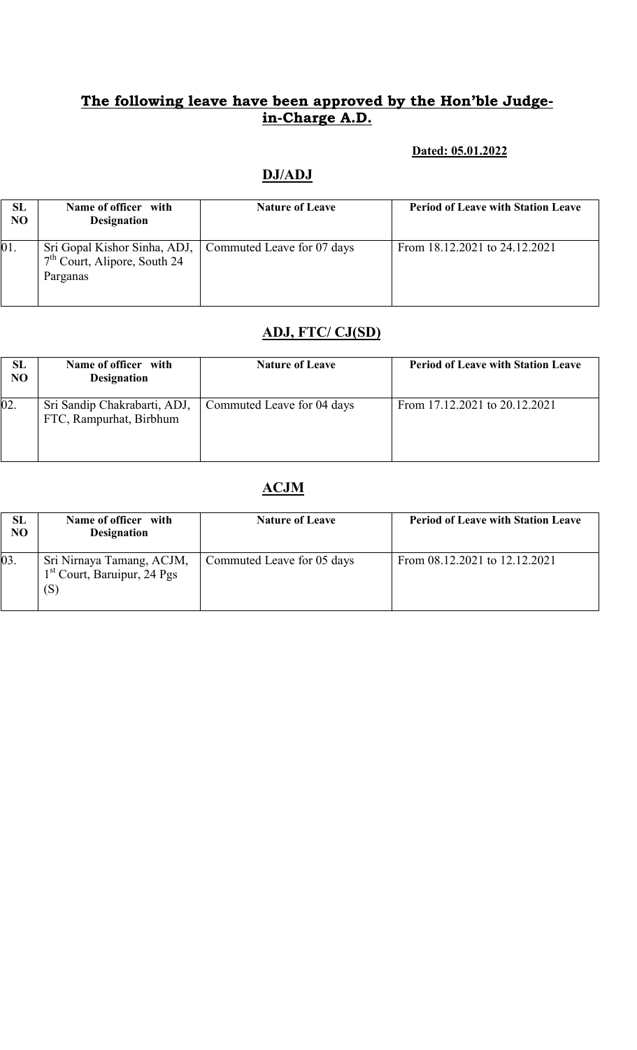## The following leave have been approved by the Hon'ble Judge-in-Charge A.D.

**Dated: 05.01.2022**

### DJ/ADJ

| SL NO | Name of officer with Designation | Nature of Leave | Period of Leave with Station Leave |
|---|---|---|---|
| 01. | Sri Gopal Kishor Sinha, ADJ, 7th Court, Alipore, South 24 Parganas | Commuted Leave for 07 days | From 18.12.2021 to 24.12.2021 |

### ADJ, FTC/ CJ(SD)

| SL NO | Name of officer with Designation | Nature of Leave | Period of Leave with Station Leave |
|---|---|---|---|
| 02. | Sri Sandip Chakrabarti, ADJ, FTC, Rampurhat, Birbhum | Commuted Leave for 04 days | From 17.12.2021 to 20.12.2021 |

### ACJM

| SL NO | Name of officer with Designation | Nature of Leave | Period of Leave with Station Leave |
|---|---|---|---|
| 03. | Sri Nirnaya Tamang, ACJM, 1st Court, Baruipur, 24 Pgs (S) | Commuted Leave for 05 days | From 08.12.2021 to 12.12.2021 |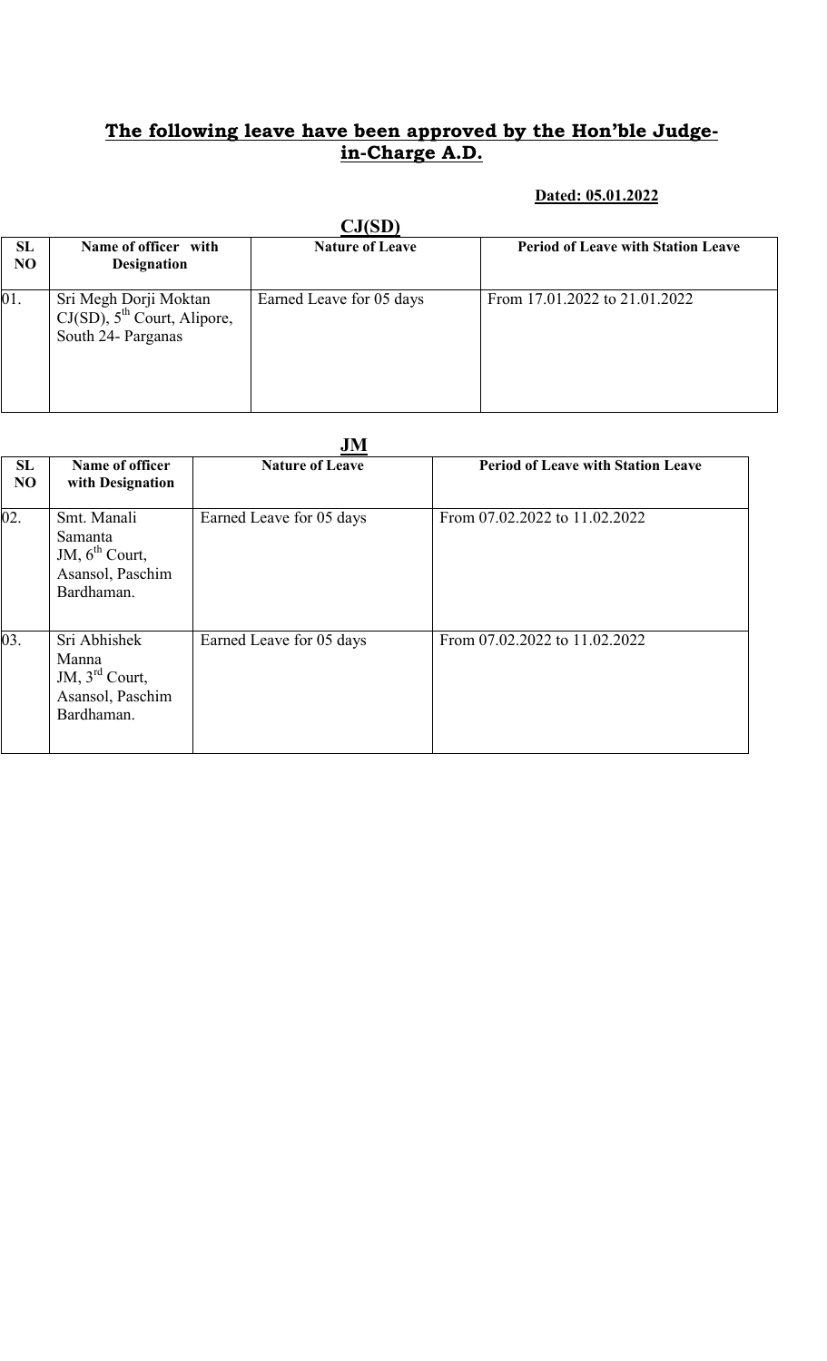## **The following leave have been approved by the Hon'ble Judge-in-Charge A.D.**

**Dated: 05.01.2022**

**CJ(SD)**

| SL NO | Name of officer with Designation | Nature of Leave | Period of Leave with Station Leave |
|---|---|---|---|
| 01. | Sri Megh Dorji Moktan CJ(SD), 5th Court, Alipore, South 24- Parganas | Earned Leave for 05 days | From 17.01.2022 to 21.01.2022 |

**JM**

| SL NO | Name of officer with Designation | Nature of Leave | Period of Leave with Station Leave |
|---|---|---|---|
| 02. | Smt. Manali Samanta JM, 6th Court, Asansol, Paschim Bardhaman. | Earned Leave for 05 days | From 07.02.2022 to 11.02.2022 |
| 03. | Sri Abhishek Manna JM, 3rd Court, Asansol, Paschim Bardhaman. | Earned Leave for 05 days | From 07.02.2022 to 11.02.2022 |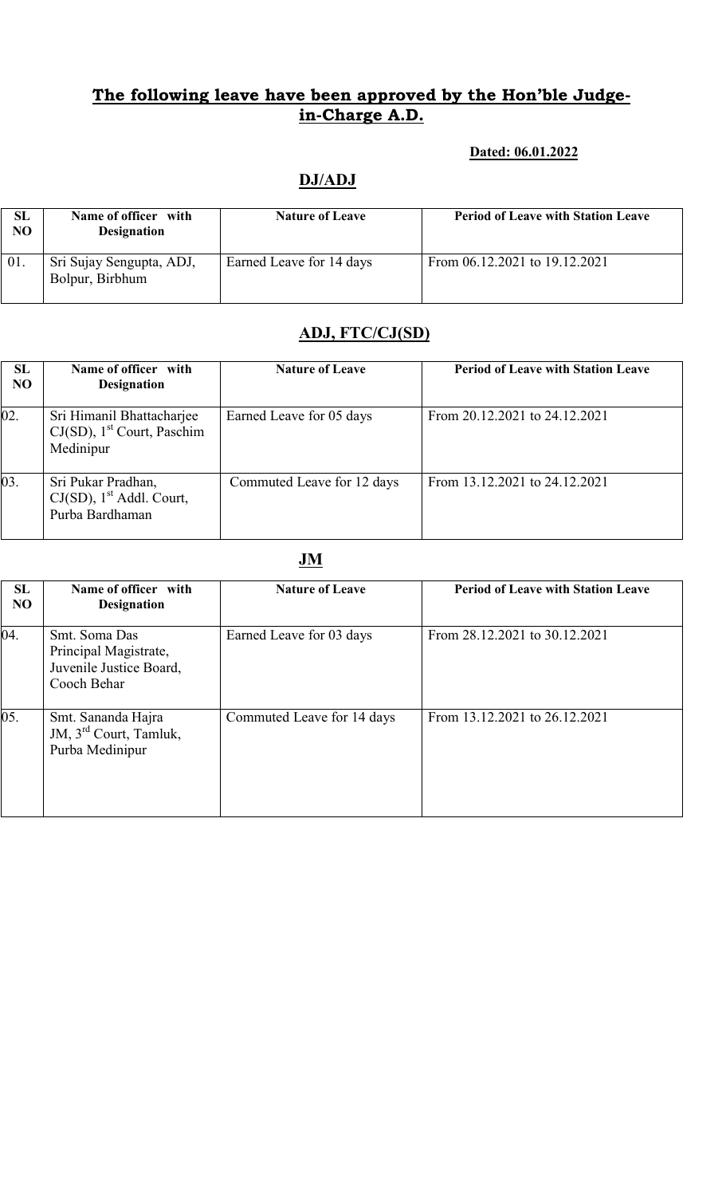## **The following leave have been approved by the Hon'ble Judge-in-Charge A.D.**

**Dated: 06.01.2022**

### **DJ/ADJ**

| SL NO | Name of officer with Designation | Nature of Leave | Period of Leave with Station Leave |
|---|---|---|---|
| 01. | Sri Sujay Sengupta, ADJ, Bolpur, Birbhum | Earned Leave for 14 days | From 06.12.2021 to 19.12.2021 |

### **ADJ, FTC/CJ(SD)**

| SL NO | Name of officer with Designation | Nature of Leave | Period of Leave with Station Leave |
|---|---|---|---|
| 02. | Sri Himanil Bhattacharjee CJ(SD), 1st Court, Paschim Medinipur | Earned Leave for 05 days | From 20.12.2021 to 24.12.2021 |
| 03. | Sri Pukar Pradhan, CJ(SD), 1st Addl. Court, Purba Bardhaman | Commuted Leave for 12 days | From 13.12.2021 to 24.12.2021 |

### **JM**

| SL NO | Name of officer with Designation | Nature of Leave | Period of Leave with Station Leave |
|---|---|---|---|
| 04. | Smt. Soma Das Principal Magistrate, Juvenile Justice Board, Cooch Behar | Earned Leave for 03 days | From 28.12.2021 to 30.12.2021 |
| 05. | Smt. Sananda Hajra JM, 3rd Court, Tamluk, Purba Medinipur | Commuted Leave for 14 days | From 13.12.2021 to 26.12.2021 |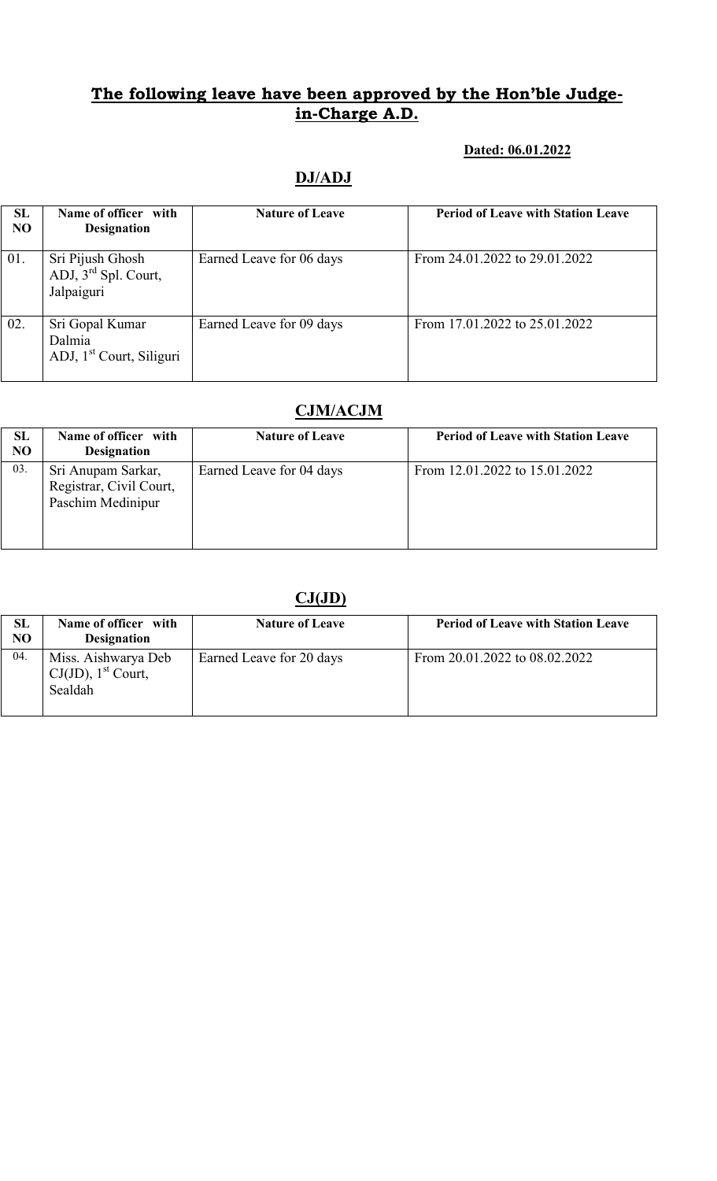## The following leave have been approved by the Hon'ble Judge-in-Charge A.D.

**Dated: 06.01.2022**

### DJ/ADJ

| SL NO | Name of officer with Designation | Nature of Leave | Period of Leave with Station Leave |
|---|---|---|---|
| 01. | Sri Pijush Ghosh ADJ, 3rd Spl. Court, Jalpaiguri | Earned Leave for 06 days | From 24.01.2022 to 29.01.2022 |
| 02. | Sri Gopal Kumar Dalmia ADJ, 1st Court, Siliguri | Earned Leave for 09 days | From 17.01.2022 to 25.01.2022 |

### CJM/ACJM

| SL NO | Name of officer with Designation | Nature of Leave | Period of Leave with Station Leave |
|---|---|---|---|
| 03. | Sri Anupam Sarkar, Registrar, Civil Court, Paschim Medinipur | Earned Leave for 04 days | From 12.01.2022 to 15.01.2022 |

### CJ(JD)

| SL NO | Name of officer with Designation | Nature of Leave | Period of Leave with Station Leave |
|---|---|---|---|
| 04. | Miss. Aishwarya Deb CJ(JD), 1st Court, Sealdah | Earned Leave for 20 days | From 20.01.2022 to 08.02.2022 |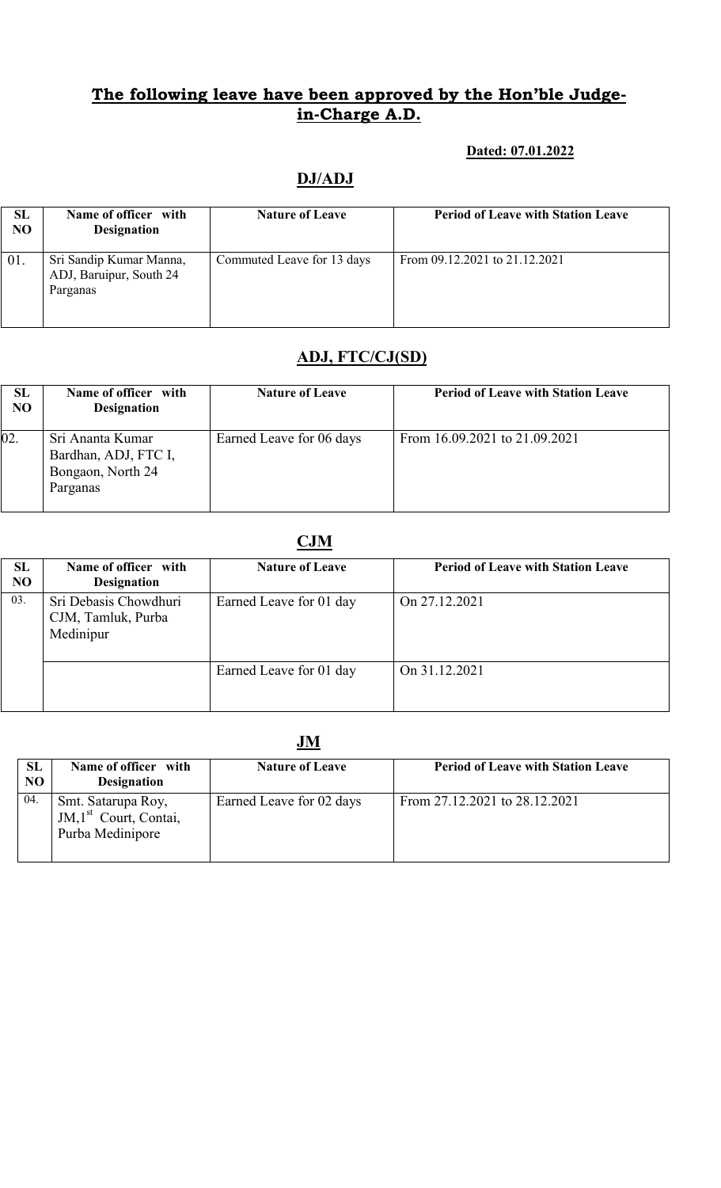## **The following leave have been approved by the Hon'ble Judge-in-Charge A.D.**

**Dated: 07.01.2022**

### DJ/ADJ

| SL NO | Name of officer with Designation | Nature of Leave | Period of Leave with Station Leave |
|---|---|---|---|
| 01. | Sri Sandip Kumar Manna, ADJ, Baruipur, South 24 Parganas | Commuted Leave for 13 days | From 09.12.2021 to 21.12.2021 |

### ADJ, FTC/CJ(SD)

| SL NO | Name of officer with Designation | Nature of Leave | Period of Leave with Station Leave |
|---|---|---|---|
| 02. | Sri Ananta Kumar Bardhan, ADJ, FTC I, Bongaon, North 24 Parganas | Earned Leave for 06 days | From 16.09.2021 to 21.09.2021 |

### CJM

| SL NO | Name of officer with Designation | Nature of Leave | Period of Leave with Station Leave |
|---|---|---|---|
| 03. | Sri Debasis Chowdhuri CJM, Tamluk, Purba Medinipur | Earned Leave for 01 day | On 27.12.2021 |
| | | Earned Leave for 01 day | On 31.12.2021 |

### JM

| SL NO | Name of officer with Designation | Nature of Leave | Period of Leave with Station Leave |
|---|---|---|---|
| 04. | Smt. Satarupa Roy, JM,1st Court, Contai, Purba Medinipore | Earned Leave for 02 days | From 27.12.2021 to 28.12.2021 |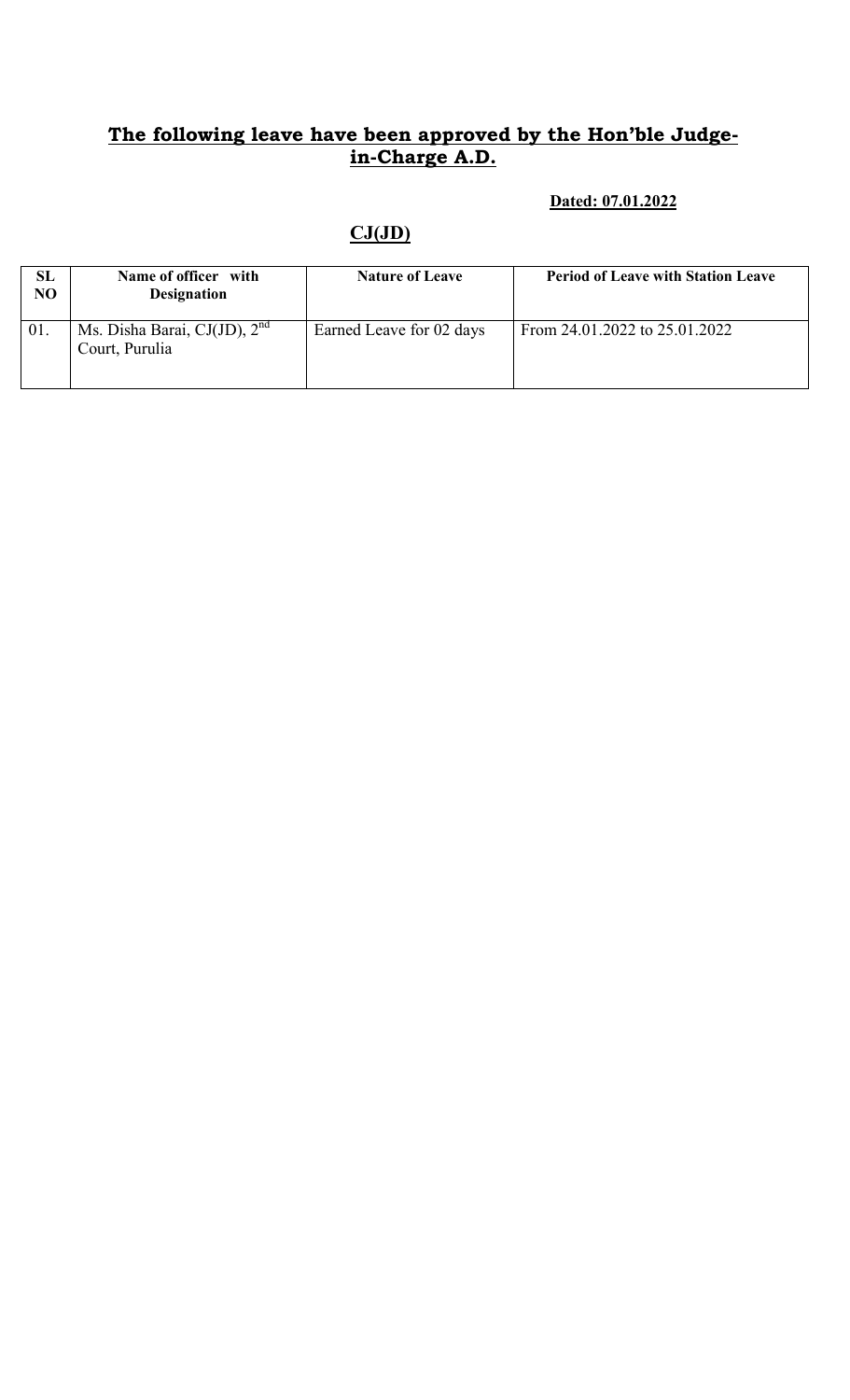## The following leave have been approved by the Hon'ble Judge-in-Charge A.D.

**Dated: 07.01.2022**

### CJ(JD)

| SL NO | Name of officer with Designation | Nature of Leave | Period of Leave with Station Leave |
|---|---|---|---|
| 01. | Ms. Disha Barai, CJ(JD), 2nd Court, Purulia | Earned Leave for 02 days | From 24.01.2022 to 25.01.2022 |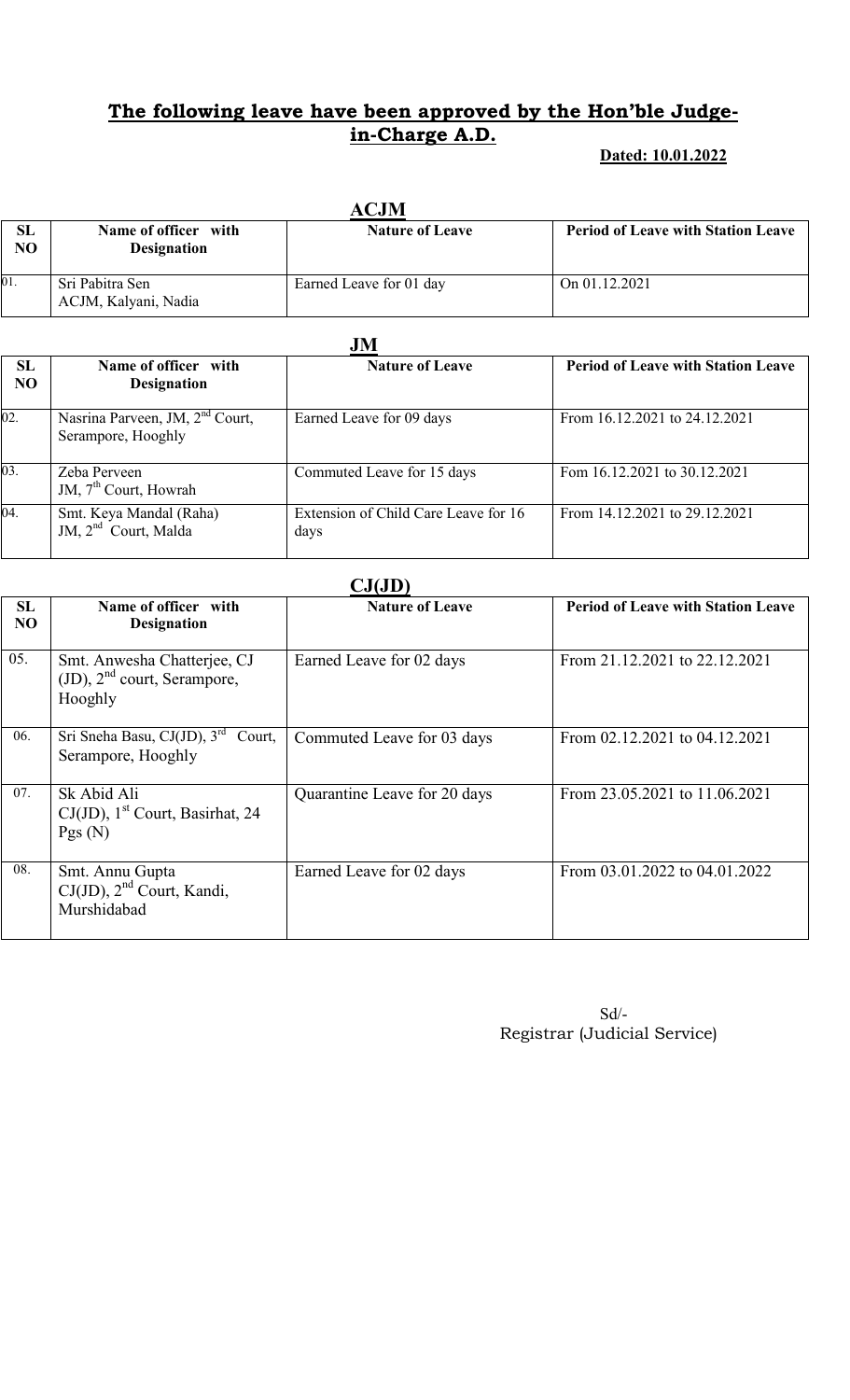## **The following leave have been approved by the Hon'ble Judge-in-Charge A.D.**

**Dated: 10.01.2022**

### ACJM

| SL NO | Name of officer with Designation | Nature of Leave | Period of Leave with Station Leave |
|---|---|---|---|
| 01. | Sri Pabitra Sen<br>ACJM, Kalyani, Nadia | Earned Leave for 01 day | On 01.12.2021 |

### JM

| SL NO | Name of officer with Designation | Nature of Leave | Period of Leave with Station Leave |
|---|---|---|---|
| 02. | Nasrina Parveen, JM, 2nd Court, Serampore, Hooghly | Earned Leave for 09 days | From 16.12.2021 to 24.12.2021 |
| 03. | Zeba Perveen<br>JM, 7th Court, Howrah | Commuted Leave for 15 days | Fom 16.12.2021 to 30.12.2021 |
| 04. | Smt. Keya Mandal (Raha)<br>JM, 2nd Court, Malda | Extension of Child Care Leave for 16 days | From 14.12.2021 to 29.12.2021 |

### CJ(JD)

| SL NO | Name of officer with Designation | Nature of Leave | Period of Leave with Station Leave |
|---|---|---|---|
| 05. | Smt. Anwesha Chatterjee, CJ (JD), 2nd court, Serampore, Hooghly | Earned Leave for 02 days | From 21.12.2021 to 22.12.2021 |
| 06. | Sri Sneha Basu, CJ(JD), 3rd Court, Serampore, Hooghly | Commuted Leave for 03 days | From 02.12.2021 to 04.12.2021 |
| 07. | Sk Abid Ali<br>CJ(JD), 1st Court, Basirhat, 24 Pgs (N) | Quarantine Leave for 20 days | From 23.05.2021 to 11.06.2021 |
| 08. | Smt. Annu Gupta<br>CJ(JD), 2nd Court, Kandi, Murshidabad | Earned Leave for 02 days | From 03.01.2022 to 04.01.2022 |

Sd/-
Registrar (Judicial Service)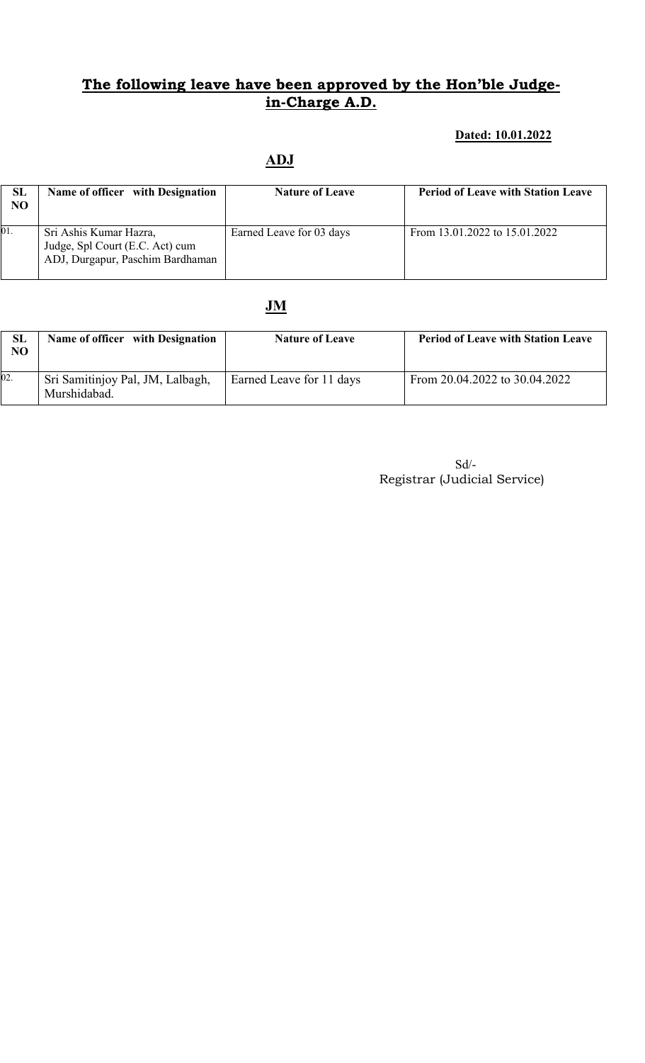## The following leave have been approved by the Hon'ble Judge-in-Charge A.D.

**Dated: 10.01.2022**

### ADJ

| SL NO | Name of officer with Designation | Nature of Leave | Period of Leave with Station Leave |
|---|---|---|---|
| 01. | Sri Ashis Kumar Hazra, Judge, Spl Court (E.C. Act) cum ADJ, Durgapur, Paschim Bardhaman | Earned Leave for 03 days | From 13.01.2022 to 15.01.2022 |

### JM

| SL NO | Name of officer with Designation | Nature of Leave | Period of Leave with Station Leave |
|---|---|---|---|
| 02. | Sri Samitinjoy Pal, JM, Lalbagh, Murshidabad. | Earned Leave for 11 days | From 20.04.2022 to 30.04.2022 |

Sd/-
Registrar (Judicial Service)